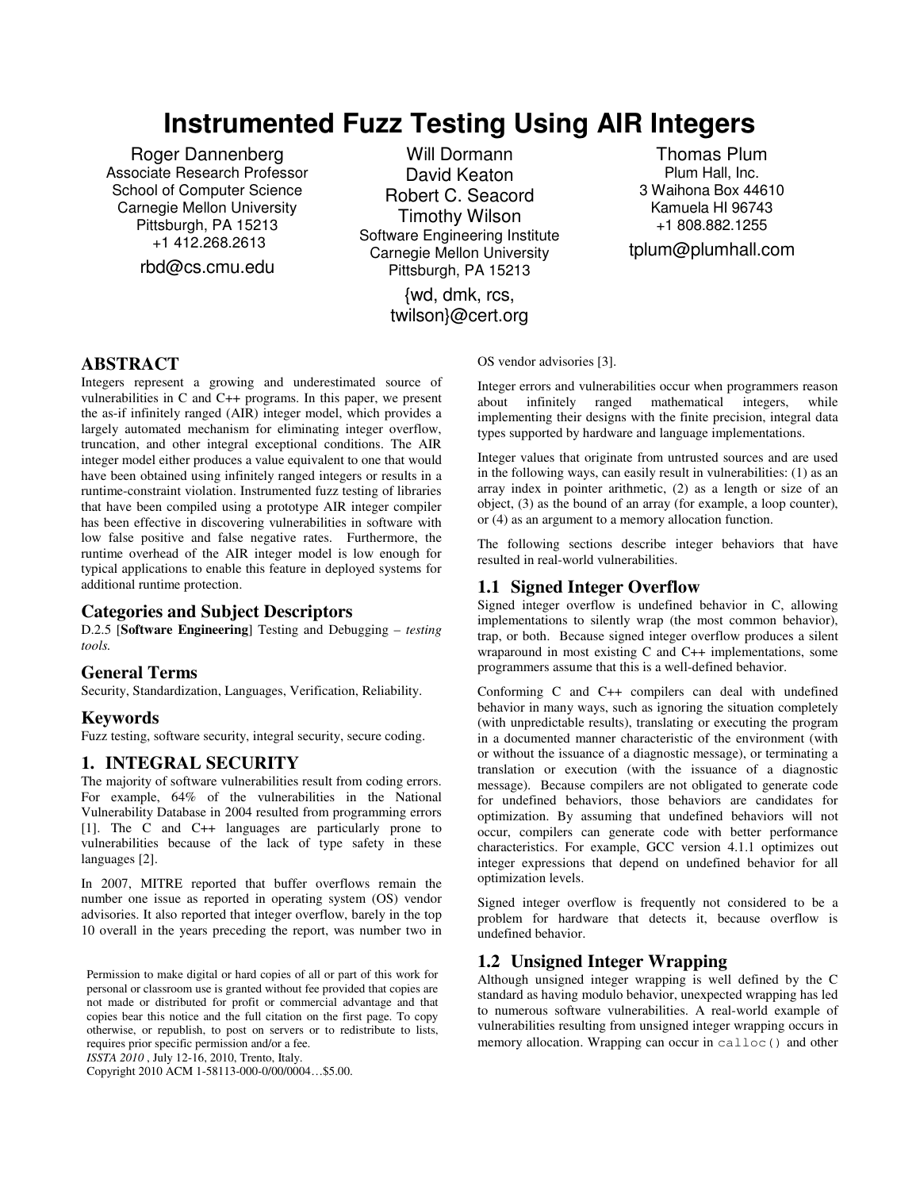# Instrumented Fuzz Testing Using AIR Integers

Roger Dannenberg
Associate Research Professor
School of Computer Science
Carnegie Mellon University
Pittsburgh, PA 15213
+1 412.268.2613
rbd@cs.cmu.edu

Will Dormann
David Keaton
Robert C. Seacord
Timothy Wilson
Software Engineering Institute
Carnegie Mellon University
Pittsburgh, PA 15213
{wd, dmk, rcs, twilson}@cert.org

Thomas Plum
Plum Hall, Inc.
3 Waihona Box 44610
Kamuela HI 96743
+1 808.882.1255
tplum@plumhall.com

## ABSTRACT

Integers represent a growing and underestimated source of vulnerabilities in C and C++ programs. In this paper, we present the as-if infinitely ranged (AIR) integer model, which provides a largely automated mechanism for eliminating integer overflow, truncation, and other integral exceptional conditions. The AIR integer model either produces a value equivalent to one that would have been obtained using infinitely ranged integers or results in a runtime-constraint violation. Instrumented fuzz testing of libraries that have been compiled using a prototype AIR integer compiler has been effective in discovering vulnerabilities in software with low false positive and false negative rates. Furthermore, the runtime overhead of the AIR integer model is low enough for typical applications to enable this feature in deployed systems for additional runtime protection.

### Categories and Subject Descriptors

D.2.5 [**Software Engineering**] Testing and Debugging – *testing tools.*

### General Terms

Security, Standardization, Languages, Verification, Reliability.

### Keywords

Fuzz testing, software security, integral security, secure coding.

## 1. INTEGRAL SECURITY

The majority of software vulnerabilities result from coding errors. For example, 64% of the vulnerabilities in the National Vulnerability Database in 2004 resulted from programming errors [1]. The C and C++ languages are particularly prone to vulnerabilities because of the lack of type safety in these languages [2].

In 2007, MITRE reported that buffer overflows remain the number one issue as reported in operating system (OS) vendor advisories. It also reported that integer overflow, barely in the top 10 overall in the years preceding the report, was number two in OS vendor advisories [3].

Integer errors and vulnerabilities occur when programmers reason about infinitely ranged mathematical integers, while implementing their designs with the finite precision, integral data types supported by hardware and language implementations.

Integer values that originate from untrusted sources and are used in the following ways, can easily result in vulnerabilities: (1) as an array index in pointer arithmetic, (2) as a length or size of an object, (3) as the bound of an array (for example, a loop counter), or (4) as an argument to a memory allocation function.

The following sections describe integer behaviors that have resulted in real-world vulnerabilities.

### 1.1 Signed Integer Overflow

Signed integer overflow is undefined behavior in C, allowing implementations to silently wrap (the most common behavior), trap, or both. Because signed integer overflow produces a silent wraparound in most existing C and C++ implementations, some programmers assume that this is a well-defined behavior.

Conforming C and C++ compilers can deal with undefined behavior in many ways, such as ignoring the situation completely (with unpredictable results), translating or executing the program in a documented manner characteristic of the environment (with or without the issuance of a diagnostic message), or terminating a translation or execution (with the issuance of a diagnostic message). Because compilers are not obligated to generate code for undefined behaviors, those behaviors are candidates for optimization. By assuming that undefined behaviors will not occur, compilers can generate code with better performance characteristics. For example, GCC version 4.1.1 optimizes out integer expressions that depend on undefined behavior for all optimization levels.

Signed integer overflow is frequently not considered to be a problem for hardware that detects it, because overflow is undefined behavior.

### 1.2 Unsigned Integer Wrapping

Although unsigned integer wrapping is well defined by the C standard as having modulo behavior, unexpected wrapping has led to numerous software vulnerabilities. A real-world example of vulnerabilities resulting from unsigned integer wrapping occurs in memory allocation. Wrapping can occur in `calloc()` and other

Permission to make digital or hard copies of all or part of this work for personal or classroom use is granted without fee provided that copies are not made or distributed for profit or commercial advantage and that copies bear this notice and the full citation on the first page. To copy otherwise, or republish, to post on servers or to redistribute to lists, requires prior specific permission and/or a fee.
*ISSTA 2010* , July 12-16, 2010, Trento, Italy.
Copyright 2010 ACM 1-58113-000-0/00/0004…$5.00.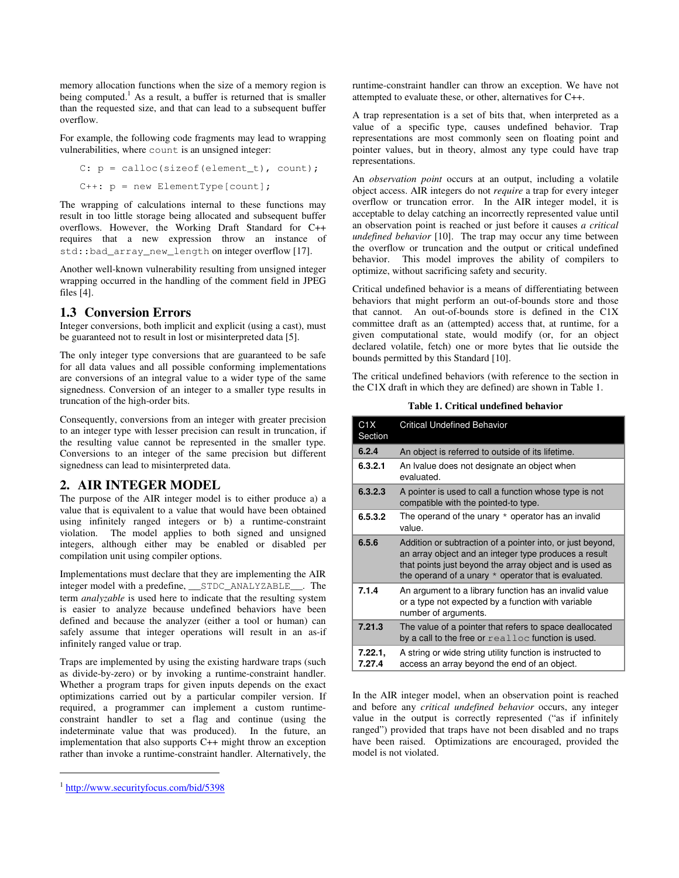memory allocation functions when the size of a memory region is being computed.[1] As a result, a buffer is returned that is smaller than the requested size, and that can lead to a subsequent buffer overflow.

For example, the following code fragments may lead to wrapping vulnerabilities, where `count` is an unsigned integer:

```
C: p = calloc(sizeof(element_t), count);

C++: p = new ElementType[count];
```

The wrapping of calculations internal to these functions may result in too little storage being allocated and subsequent buffer overflows. However, the Working Draft Standard for C++ requires that a new expression throw an instance of `std::bad_array_new_length` on integer overflow [17].

Another well-known vulnerability resulting from unsigned integer wrapping occurred in the handling of the comment field in JPEG files [4].

### 1.3 Conversion Errors

Integer conversions, both implicit and explicit (using a cast), must be guaranteed not to result in lost or misinterpreted data [5].

The only integer type conversions that are guaranteed to be safe for all data values and all possible conforming implementations are conversions of an integral value to a wider type of the same signedness. Conversion of an integer to a smaller type results in truncation of the high-order bits.

Consequently, conversions from an integer with greater precision to an integer type with lesser precision can result in truncation, if the resulting value cannot be represented in the smaller type. Conversions to an integer of the same precision but different signedness can lead to misinterpreted data.

## 2. AIR INTEGER MODEL

The purpose of the AIR integer model is to either produce a) a value that is equivalent to a value that would have been obtained using infinitely ranged integers or b) a runtime-constraint violation. The model applies to both signed and unsigned integers, although either may be enabled or disabled per compilation unit using compiler options.

Implementations must declare that they are implementing the AIR integer model with a predefine, `__STDC_ANALYZABLE__`. The term *analyzable* is used here to indicate that the resulting system is easier to analyze because undefined behaviors have been defined and because the analyzer (either a tool or human) can safely assume that integer operations will result in an as-if infinitely ranged value or trap.

Traps are implemented by using the existing hardware traps (such as divide-by-zero) or by invoking a runtime-constraint handler. Whether a program traps for given inputs depends on the exact optimizations carried out by a particular compiler version. If required, a programmer can implement a custom runtime-constraint handler to set a flag and continue (using the indeterminate value that was produced). In the future, an implementation that also supports C++ might throw an exception rather than invoke a runtime-constraint handler. Alternatively, the runtime-constraint handler can throw an exception. We have not attempted to evaluate these, or other, alternatives for C++.

A trap representation is a set of bits that, when interpreted as a value of a specific type, causes undefined behavior. Trap representations are most commonly seen on floating point and pointer values, but in theory, almost any type could have trap representations.

An *observation point* occurs at an output, including a volatile object access. AIR integers do not *require* a trap for every integer overflow or truncation error. In the AIR integer model, it is acceptable to delay catching an incorrectly represented value until an observation point is reached or just before it causes *a critical undefined behavior* [10]. The trap may occur any time between the overflow or truncation and the output or critical undefined behavior. This model improves the ability of compilers to optimize, without sacrificing safety and security.

Critical undefined behavior is a means of differentiating between behaviors that might perform an out-of-bounds store and those that cannot. An out-of-bounds store is defined in the C1X committee draft as an (attempted) access that, at runtime, for a given computational state, would modify (or, for an object declared volatile, fetch) one or more bytes that lie outside the bounds permitted by this Standard [10].

The critical undefined behaviors (with reference to the section in the C1X draft in which they are defined) are shown in Table 1.

**Table 1. Critical undefined behavior**

| C1X Section | Critical Undefined Behavior |
|---|---|
| **6.2.4** | An object is referred to outside of its lifetime. |
| **6.3.2.1** | An lvalue does not designate an object when evaluated. |
| **6.3.2.3** | A pointer is used to call a function whose type is not compatible with the pointed-to type. |
| **6.5.3.2** | The operand of the unary `*` operator has an invalid value. |
| **6.5.6** | Addition or subtraction of a pointer into, or just beyond, an array object and an integer type produces a result that points just beyond the array object and is used as the operand of a unary `*` operator that is evaluated. |
| **7.1.4** | An argument to a library function has an invalid value or a type not expected by a function with variable number of arguments. |
| **7.21.3** | The value of a pointer that refers to space deallocated by a call to the free or `realloc` function is used. |
| **7.22.1, 7.27.4** | A string or wide string utility function is instructed to access an array beyond the end of an object. |

In the AIR integer model, when an observation point is reached and before any *critical undefined behavior* occurs, any integer value in the output is correctly represented ("as if infinitely ranged") provided that traps have not been disabled and no traps have been raised. Optimizations are encouraged, provided the model is not violated.

[1] http://www.securityfocus.com/bid/5398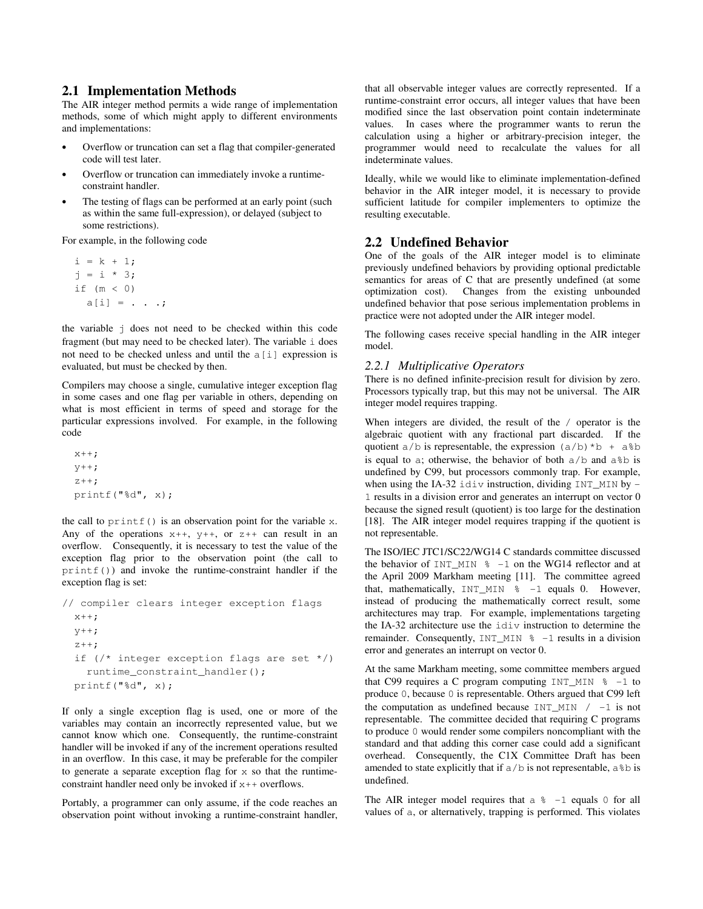## 2.1 Implementation Methods

The AIR integer method permits a wide range of implementation methods, some of which might apply to different environments and implementations:

- Overflow or truncation can set a flag that compiler-generated code will test later.
- Overflow or truncation can immediately invoke a runtime-constraint handler.
- The testing of flags can be performed at an early point (such as within the same full-expression), or delayed (subject to some restrictions).

For example, in the following code

```
i = k + 1;
j = i * 3;
if (m < 0)
  a[i] = . . .;
```

the variable `j` does not need to be checked within this code fragment (but may need to be checked later). The variable `i` does not need to be checked unless and until the `a[i]` expression is evaluated, but must be checked by then.

Compilers may choose a single, cumulative integer exception flag in some cases and one flag per variable in others, depending on what is most efficient in terms of speed and storage for the particular expressions involved. For example, in the following code

```
x++;
y++;
z++;
printf("%d", x);
```

the call to `printf()` is an observation point for the variable `x`. Any of the operations `x++`, `y++`, or `z++` can result in an overflow. Consequently, it is necessary to test the value of the exception flag prior to the observation point (the call to `printf()`) and invoke the runtime-constraint handler if the exception flag is set:

```
// compiler clears integer exception flags
  x++;
  y++;
  z++;
  if (/* integer exception flags are set */)
    runtime_constraint_handler();
  printf("%d", x);
```

If only a single exception flag is used, one or more of the variables may contain an incorrectly represented value, but we cannot know which one. Consequently, the runtime-constraint handler will be invoked if any of the increment operations resulted in an overflow. In this case, it may be preferable for the compiler to generate a separate exception flag for `x` so that the runtime-constraint handler need only be invoked if `x++` overflows.

Portably, a programmer can only assume, if the code reaches an observation point without invoking a runtime-constraint handler, that all observable integer values are correctly represented. If a runtime-constraint error occurs, all integer values that have been modified since the last observation point contain indeterminate values. In cases where the programmer wants to rerun the calculation using a higher or arbitrary-precision integer, the programmer would need to recalculate the values for all indeterminate values.

Ideally, while we would like to eliminate implementation-defined behavior in the AIR integer model, it is necessary to provide sufficient latitude for compiler implementers to optimize the resulting executable.

## 2.2 Undefined Behavior

One of the goals of the AIR integer model is to eliminate previously undefined behaviors by providing optional predictable semantics for areas of C that are presently undefined (at some optimization cost). Changes from the existing unbounded undefined behavior that pose serious implementation problems in practice were not adopted under the AIR integer model.

The following cases receive special handling in the AIR integer model.

### *2.2.1 Multiplicative Operators*

There is no defined infinite-precision result for division by zero. Processors typically trap, but this may not be universal. The AIR integer model requires trapping.

When integers are divided, the result of the `/` operator is the algebraic quotient with any fractional part discarded. If the quotient `a/b` is representable, the expression `(a/b)*b + a%b` is equal to `a`; otherwise, the behavior of both `a/b` and `a%b` is undefined by C99, but processors commonly trap. For example, when using the IA-32 `idiv` instruction, dividing `INT_MIN` by `-1` results in a division error and generates an interrupt on vector 0 because the signed result (quotient) is too large for the destination [18]. The AIR integer model requires trapping if the quotient is not representable.

The ISO/IEC JTC1/SC22/WG14 C standards committee discussed the behavior of `INT_MIN % -1` on the WG14 reflector and at the April 2009 Markham meeting [11]. The committee agreed that, mathematically, `INT_MIN % -1` equals 0. However, instead of producing the mathematically correct result, some architectures may trap. For example, implementations targeting the IA-32 architecture use the `idiv` instruction to determine the remainder. Consequently, `INT_MIN % -1` results in a division error and generates an interrupt on vector 0.

At the same Markham meeting, some committee members argued that C99 requires a C program computing `INT_MIN % -1` to produce `0`, because `0` is representable. Others argued that C99 left the computation as undefined because `INT_MIN / -1` is not representable. The committee decided that requiring C programs to produce `0` would render some compilers noncompliant with the standard and that adding this corner case could add a significant overhead. Consequently, the C1X Committee Draft has been amended to state explicitly that if `a/b` is not representable, `a%b` is undefined.

The AIR integer model requires that `a % -1` equals `0` for all values of `a`, or alternatively, trapping is performed. This violates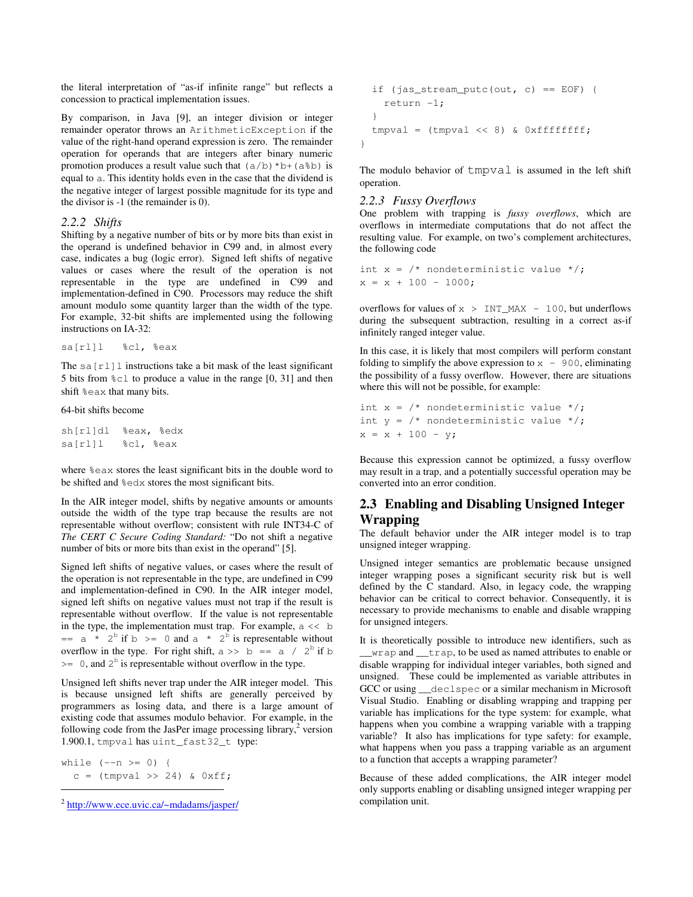the literal interpretation of "as-if infinite range" but reflects a concession to practical implementation issues.

By comparison, in Java [9], an integer division or integer remainder operator throws an `ArithmeticException` if the value of the right-hand operand expression is zero. The remainder operation for operands that are integers after binary numeric promotion produces a result value such that `(a/b)*b+(a%b)` is equal to `a`. This identity holds even in the case that the dividend is the negative integer of largest possible magnitude for its type and the divisor is -1 (the remainder is 0).

### 2.2.2 Shifts

Shifting by a negative number of bits or by more bits than exist in the operand is undefined behavior in C99 and, in almost every case, indicates a bug (logic error). Signed left shifts of negative values or cases where the result of the operation is not representable in the type are undefined in C99 and implementation-defined in C90. Processors may reduce the shift amount modulo some quantity larger than the width of the type. For example, 32-bit shifts are implemented using the following instructions on IA-32:

```
sa[rl]l   %cl, %eax
```

The `sa[rl]l` instructions take a bit mask of the least significant 5 bits from `%cl` to produce a value in the range [0, 31] and then shift `%eax` that many bits.

64-bit shifts become

```
sh[rl]dl  %eax, %edx
sa[rl]l   %cl, %eax
```

where `%eax` stores the least significant bits in the double word to be shifted and `%edx` stores the most significant bits.

In the AIR integer model, shifts by negative amounts or amounts outside the width of the type trap because the results are not representable without overflow; consistent with rule INT34-C of *The CERT C Secure Coding Standard:* "Do not shift a negative number of bits or more bits than exist in the operand" [5].

Signed left shifts of negative values, or cases where the result of the operation is not representable in the type, are undefined in C99 and implementation-defined in C90. In the AIR integer model, signed left shifts on negative values must not trap if the result is representable without overflow. If the value is not representable in the type, the implementation must trap. For example, `a << b == a * ` $2^b$ if `b >= 0` and `a * ` $2^b$ is representable without overflow in the type. For right shift, `a >> b == a / ` $2^b$ if `b >= 0`, and $2^b$ is representable without overflow in the type.

Unsigned left shifts never trap under the AIR integer model. This is because unsigned left shifts are generally perceived by programmers as losing data, and there is a large amount of existing code that assumes modulo behavior. For example, in the following code from the JasPer image processing library,[2] version 1.900.1, `tmpval` has `uint_fast32_t` type:

```
while (--n >= 0) {
  c = (tmpval >> 24) & 0xff;
  if (jas_stream_putc(out, c) == EOF) {
    return -1;
  }
  tmpval = (tmpval << 8) & 0xffffffff;
}
```

The modulo behavior of `tmpval` is assumed in the left shift operation.

### 2.2.3 Fussy Overflows

One problem with trapping is *fussy overflows*, which are overflows in intermediate computations that do not affect the resulting value. For example, on two's complement architectures, the following code

```
int x = /* nondeterministic value */;
x = x + 100 – 1000;
```

overflows for values of `x > INT_MAX – 100`, but underflows during the subsequent subtraction, resulting in a correct as-if infinitely ranged integer value.

In this case, it is likely that most compilers will perform constant folding to simplify the above expression to `x – 900`, eliminating the possibility of a fussy overflow. However, there are situations where this will not be possible, for example:

```
int x = /* nondeterministic value */;
int y = /* nondeterministic value */;
x = x + 100 – y;
```

Because this expression cannot be optimized, a fussy overflow may result in a trap, and a potentially successful operation may be converted into an error condition.

## 2.3 Enabling and Disabling Unsigned Integer Wrapping

The default behavior under the AIR integer model is to trap unsigned integer wrapping.

Unsigned integer semantics are problematic because unsigned integer wrapping poses a significant security risk but is well defined by the C standard. Also, in legacy code, the wrapping behavior can be critical to correct behavior. Consequently, it is necessary to provide mechanisms to enable and disable wrapping for unsigned integers.

It is theoretically possible to introduce new identifiers, such as `__wrap` and `__trap`, to be used as named attributes to enable or disable wrapping for individual integer variables, both signed and unsigned. These could be implemented as variable attributes in GCC or using `__declspec` or a similar mechanism in Microsoft Visual Studio. Enabling or disabling wrapping and trapping per variable has implications for the type system: for example, what happens when you combine a wrapping variable with a trapping variable? It also has implications for type safety: for example, what happens when you pass a trapping variable as an argument to a function that accepts a wrapping parameter?

Because of these added complications, the AIR integer model only supports enabling or disabling unsigned integer wrapping per compilation unit.

---

[2] http://www.ece.uvic.ca/~mdadams/jasper/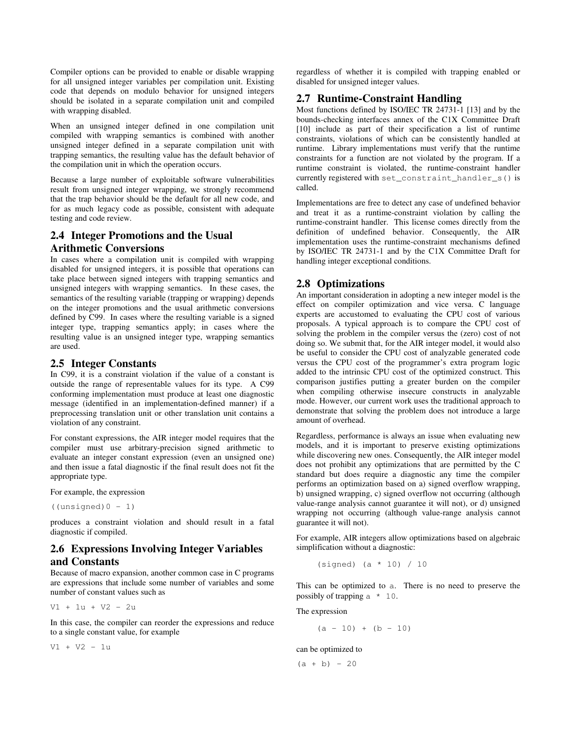Compiler options can be provided to enable or disable wrapping for all unsigned integer variables per compilation unit. Existing code that depends on modulo behavior for unsigned integers should be isolated in a separate compilation unit and compiled with wrapping disabled.

When an unsigned integer defined in one compilation unit compiled with wrapping semantics is combined with another unsigned integer defined in a separate compilation unit with trapping semantics, the resulting value has the default behavior of the compilation unit in which the operation occurs.

Because a large number of exploitable software vulnerabilities result from unsigned integer wrapping, we strongly recommend that the trap behavior should be the default for all new code, and for as much legacy code as possible, consistent with adequate testing and code review.

## 2.4 Integer Promotions and the Usual Arithmetic Conversions

In cases where a compilation unit is compiled with wrapping disabled for unsigned integers, it is possible that operations can take place between signed integers with trapping semantics and unsigned integers with wrapping semantics. In these cases, the semantics of the resulting variable (trapping or wrapping) depends on the integer promotions and the usual arithmetic conversions defined by C99. In cases where the resulting variable is a signed integer type, trapping semantics apply; in cases where the resulting value is an unsigned integer type, wrapping semantics are used.

## 2.5 Integer Constants

In C99, it is a constraint violation if the value of a constant is outside the range of representable values for its type. A C99 conforming implementation must produce at least one diagnostic message (identified in an implementation-defined manner) if a preprocessing translation unit or other translation unit contains a violation of any constraint.

For constant expressions, the AIR integer model requires that the compiler must use arbitrary-precision signed arithmetic to evaluate an integer constant expression (even an unsigned one) and then issue a fatal diagnostic if the final result does not fit the appropriate type.

For example, the expression

```
((unsigned)0 - 1)
```

produces a constraint violation and should result in a fatal diagnostic if compiled.

## 2.6 Expressions Involving Integer Variables and Constants

Because of macro expansion, another common case in C programs are expressions that include some number of variables and some number of constant values such as

```
V1 + 1u + V2 - 2u
```

In this case, the compiler can reorder the expressions and reduce to a single constant value, for example

```
V1 + V2 - 1u
```

regardless of whether it is compiled with trapping enabled or disabled for unsigned integer values.

## 2.7 Runtime-Constraint Handling

Most functions defined by ISO/IEC TR 24731-1 [13] and by the bounds-checking interfaces annex of the C1X Committee Draft [10] include as part of their specification a list of runtime constraints, violations of which can be consistently handled at runtime. Library implementations must verify that the runtime constraints for a function are not violated by the program. If a runtime constraint is violated, the runtime-constraint handler currently registered with `set_constraint_handler_s()` is called.

Implementations are free to detect any case of undefined behavior and treat it as a runtime-constraint violation by calling the runtime-constraint handler. This license comes directly from the definition of undefined behavior. Consequently, the AIR implementation uses the runtime-constraint mechanisms defined by ISO/IEC TR 24731-1 and by the C1X Committee Draft for handling integer exceptional conditions.

## 2.8 Optimizations

An important consideration in adopting a new integer model is the effect on compiler optimization and vice versa. C language experts are accustomed to evaluating the CPU cost of various proposals. A typical approach is to compare the CPU cost of solving the problem in the compiler versus the (zero) cost of not doing so. We submit that, for the AIR integer model, it would also be useful to consider the CPU cost of analyzable generated code versus the CPU cost of the programmer's extra program logic added to the intrinsic CPU cost of the optimized construct. This comparison justifies putting a greater burden on the compiler when compiling otherwise insecure constructs in analyzable mode. However, our current work uses the traditional approach to demonstrate that solving the problem does not introduce a large amount of overhead.

Regardless, performance is always an issue when evaluating new models, and it is important to preserve existing optimizations while discovering new ones. Consequently, the AIR integer model does not prohibit any optimizations that are permitted by the C standard but does require a diagnostic any time the compiler performs an optimization based on a) signed overflow wrapping, b) unsigned wrapping, c) signed overflow not occurring (although value-range analysis cannot guarantee it will not), or d) unsigned wrapping not occurring (although value-range analysis cannot guarantee it will not).

For example, AIR integers allow optimizations based on algebraic simplification without a diagnostic:

```
(signed) (a * 10) / 10
```

This can be optimized to `a`. There is no need to preserve the possibly of trapping `a * 10`.

The expression

```
(a - 10) + (b - 10)
```

can be optimized to

```
(a + b) - 20
```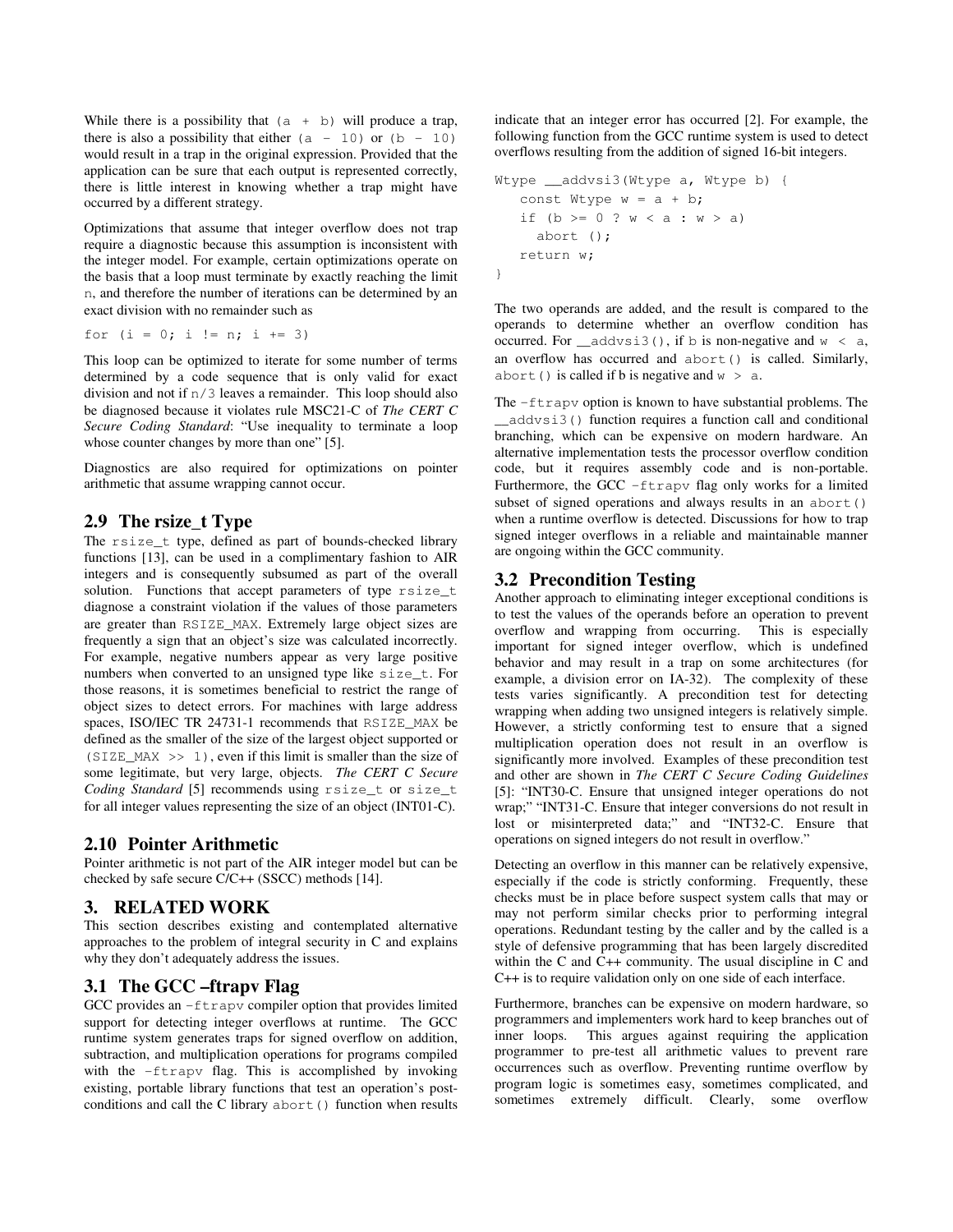While there is a possibility that `(a + b)` will produce a trap, there is also a possibility that either `(a - 10)` or `(b - 10)` would result in a trap in the original expression. Provided that the application can be sure that each output is represented correctly, there is little interest in knowing whether a trap might have occurred by a different strategy.

Optimizations that assume that integer overflow does not trap require a diagnostic because this assumption is inconsistent with the integer model. For example, certain optimizations operate on the basis that a loop must terminate by exactly reaching the limit `n`, and therefore the number of iterations can be determined by an exact division with no remainder such as

```
for (i = 0; i != n; i += 3)
```

This loop can be optimized to iterate for some number of terms determined by a code sequence that is only valid for exact division and not if `n/3` leaves a remainder. This loop should also be diagnosed because it violates rule MSC21-C of *The CERT C Secure Coding Standard*: "Use inequality to terminate a loop whose counter changes by more than one" [5].

Diagnostics are also required for optimizations on pointer arithmetic that assume wrapping cannot occur.

## 2.9 The rsize_t Type

The `rsize_t` type, defined as part of bounds-checked library functions [13], can be used in a complimentary fashion to AIR integers and is consequently subsumed as part of the overall solution. Functions that accept parameters of type `rsize_t` diagnose a constraint violation if the values of those parameters are greater than `RSIZE_MAX`. Extremely large object sizes are frequently a sign that an object's size was calculated incorrectly. For example, negative numbers appear as very large positive numbers when converted to an unsigned type like `size_t`. For those reasons, it is sometimes beneficial to restrict the range of object sizes to detect errors. For machines with large address spaces, ISO/IEC TR 24731-1 recommends that `RSIZE_MAX` be defined as the smaller of the size of the largest object supported or `(SIZE_MAX >> 1)`, even if this limit is smaller than the size of some legitimate, but very large, objects. *The CERT C Secure Coding Standard* [5] recommends using `rsize_t` or `size_t` for all integer values representing the size of an object (INT01-C).

## 2.10 Pointer Arithmetic

Pointer arithmetic is not part of the AIR integer model but can be checked by safe secure C/C++ (SSCC) methods [14].

# 3. RELATED WORK

This section describes existing and contemplated alternative approaches to the problem of integral security in C and explains why they don't adequately address the issues.

## 3.1 The GCC –ftrapv Flag

GCC provides an `-ftrapv` compiler option that provides limited support for detecting integer overflows at runtime. The GCC runtime system generates traps for signed overflow on addition, subtraction, and multiplication operations for programs compiled with the `-ftrapv` flag. This is accomplished by invoking existing, portable library functions that test an operation's post-conditions and call the C library `abort()` function when results indicate that an integer error has occurred [2]. For example, the following function from the GCC runtime system is used to detect overflows resulting from the addition of signed 16-bit integers.

```
Wtype __addvsi3(Wtype a, Wtype b) {
   const Wtype w = a + b;
   if (b >= 0 ? w < a : w > a)
     abort ();
   return w;
}
```

The two operands are added, and the result is compared to the operands to determine whether an overflow condition has occurred. For `__addvsi3()`, if `b` is non-negative and `w < a`, an overflow has occurred and `abort()` is called. Similarly, `abort()` is called if b is negative and `w > a`.

The `-ftrapv` option is known to have substantial problems. The `__addvsi3()` function requires a function call and conditional branching, which can be expensive on modern hardware. An alternative implementation tests the processor overflow condition code, but it requires assembly code and is non-portable. Furthermore, the GCC `-ftrapv` flag only works for a limited subset of signed operations and always results in an `abort()` when a runtime overflow is detected. Discussions for how to trap signed integer overflows in a reliable and maintainable manner are ongoing within the GCC community.

## 3.2 Precondition Testing

Another approach to eliminating integer exceptional conditions is to test the values of the operands before an operation to prevent overflow and wrapping from occurring. This is especially important for signed integer overflow, which is undefined behavior and may result in a trap on some architectures (for example, a division error on IA-32). The complexity of these tests varies significantly. A precondition test for detecting wrapping when adding two unsigned integers is relatively simple. However, a strictly conforming test to ensure that a signed multiplication operation does not result in an overflow is significantly more involved. Examples of these precondition test and other are shown in *The CERT C Secure Coding Guidelines* [5]: "INT30-C. Ensure that unsigned integer operations do not wrap;" "INT31-C. Ensure that integer conversions do not result in lost or misinterpreted data;" and "INT32-C. Ensure that operations on signed integers do not result in overflow."

Detecting an overflow in this manner can be relatively expensive, especially if the code is strictly conforming. Frequently, these checks must be in place before suspect system calls that may or may not perform similar checks prior to performing integral operations. Redundant testing by the caller and by the called is a style of defensive programming that has been largely discredited within the C and C++ community. The usual discipline in C and C++ is to require validation only on one side of each interface.

Furthermore, branches can be expensive on modern hardware, so programmers and implementers work hard to keep branches out of inner loops. This argues against requiring the application programmer to pre-test all arithmetic values to prevent rare occurrences such as overflow. Preventing runtime overflow by program logic is sometimes easy, sometimes complicated, and sometimes extremely difficult. Clearly, some overflow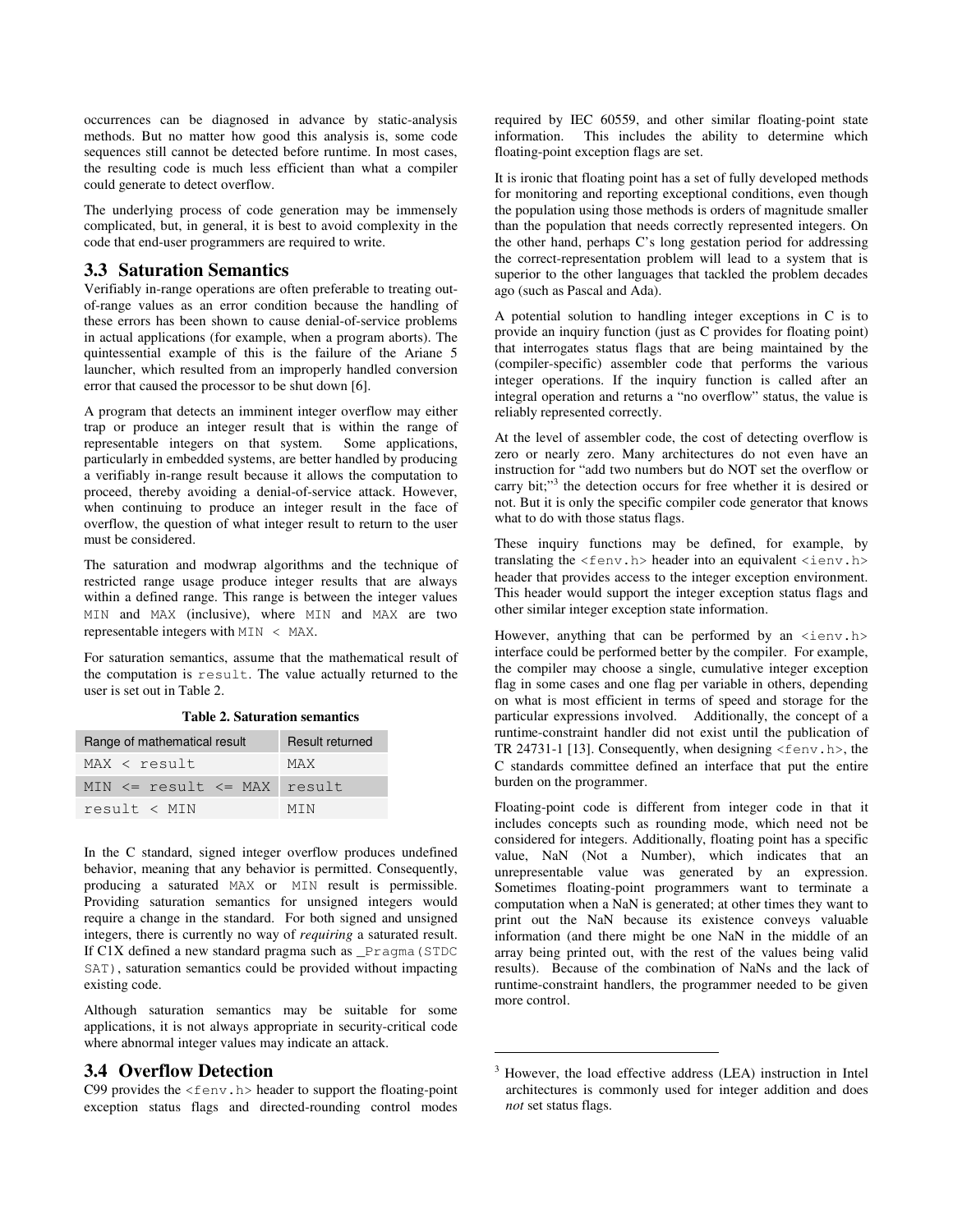occurrences can be diagnosed in advance by static-analysis methods. But no matter how good this analysis is, some code sequences still cannot be detected before runtime. In most cases, the resulting code is much less efficient than what a compiler could generate to detect overflow.

The underlying process of code generation may be immensely complicated, but, in general, it is best to avoid complexity in the code that end-user programmers are required to write.

## 3.3 Saturation Semantics

Verifiably in-range operations are often preferable to treating out-of-range values as an error condition because the handling of these errors has been shown to cause denial-of-service problems in actual applications (for example, when a program aborts). The quintessential example of this is the failure of the Ariane 5 launcher, which resulted from an improperly handled conversion error that caused the processor to be shut down [6].

A program that detects an imminent integer overflow may either trap or produce an integer result that is within the range of representable integers on that system. Some applications, particularly in embedded systems, are better handled by producing a verifiably in-range result because it allows the computation to proceed, thereby avoiding a denial-of-service attack. However, when continuing to produce an integer result in the face of overflow, the question of what integer result to return to the user must be considered.

The saturation and modwrap algorithms and the technique of restricted range usage produce integer results that are always within a defined range. This range is between the integer values `MIN` and `MAX` (inclusive), where `MIN` and `MAX` are two representable integers with `MIN < MAX`.

For saturation semantics, assume that the mathematical result of the computation is `result`. The value actually returned to the user is set out in Table 2.

**Table 2. Saturation semantics**

| Range of mathematical result | Result returned |
|---|---|
| `MAX < result` | `MAX` |
| `MIN <= result <= MAX` | `result` |
| `result < MIN` | `MIN` |

In the C standard, signed integer overflow produces undefined behavior, meaning that any behavior is permitted. Consequently, producing a saturated `MAX` or `MIN` result is permissible. Providing saturation semantics for unsigned integers would require a change in the standard. For both signed and unsigned integers, there is currently no way of *requiring* a saturated result. If C1X defined a new standard pragma such as `_Pragma(STDC SAT)`, saturation semantics could be provided without impacting existing code.

Although saturation semantics may be suitable for some applications, it is not always appropriate in security-critical code where abnormal integer values may indicate an attack.

## 3.4 Overflow Detection

C99 provides the `<fenv.h>` header to support the floating-point exception status flags and directed-rounding control modes required by IEC 60559, and other similar floating-point state information. This includes the ability to determine which floating-point exception flags are set.

It is ironic that floating point has a set of fully developed methods for monitoring and reporting exceptional conditions, even though the population using those methods is orders of magnitude smaller than the population that needs correctly represented integers. On the other hand, perhaps C's long gestation period for addressing the correct-representation problem will lead to a system that is superior to the other languages that tackled the problem decades ago (such as Pascal and Ada).

A potential solution to handling integer exceptions in C is to provide an inquiry function (just as C provides for floating point) that interrogates status flags that are being maintained by the (compiler-specific) assembler code that performs the various integer operations. If the inquiry function is called after an integral operation and returns a "no overflow" status, the value is reliably represented correctly.

At the level of assembler code, the cost of detecting overflow is zero or nearly zero. Many architectures do not even have an instruction for "add two numbers but do NOT set the overflow or carry bit;"[3] the detection occurs for free whether it is desired or not. But it is only the specific compiler code generator that knows what to do with those status flags.

These inquiry functions may be defined, for example, by translating the `<fenv.h>` header into an equivalent `<ienv.h>` header that provides access to the integer exception environment. This header would support the integer exception status flags and other similar integer exception state information.

However, anything that can be performed by an `<ienv.h>` interface could be performed better by the compiler. For example, the compiler may choose a single, cumulative integer exception flag in some cases and one flag per variable in others, depending on what is most efficient in terms of speed and storage for the particular expressions involved. Additionally, the concept of a runtime-constraint handler did not exist until the publication of TR 24731-1 [13]. Consequently, when designing `<fenv.h>`, the C standards committee defined an interface that put the entire burden on the programmer.

Floating-point code is different from integer code in that it includes concepts such as rounding mode, which need not be considered for integers. Additionally, floating point has a specific value, NaN (Not a Number), which indicates that an unrepresentable value was generated by an expression. Sometimes floating-point programmers want to terminate a computation when a NaN is generated; at other times they want to print out the NaN because its existence conveys valuable information (and there might be one NaN in the middle of an array being printed out, with the rest of the values being valid results). Because of the combination of NaNs and the lack of runtime-constraint handlers, the programmer needed to be given more control.

---

[3] However, the load effective address (LEA) instruction in Intel architectures is commonly used for integer addition and does *not* set status flags.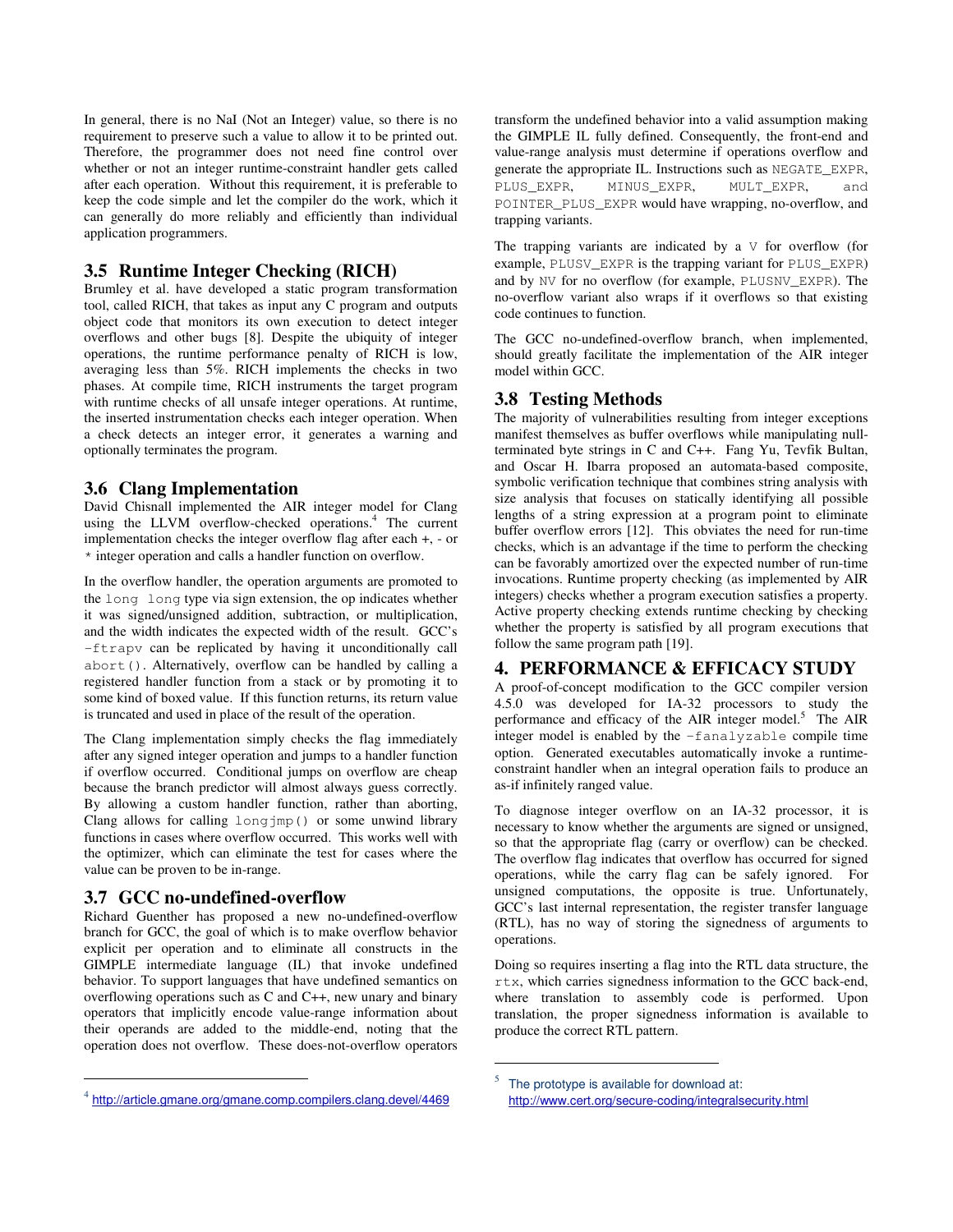In general, there is no NaI (Not an Integer) value, so there is no requirement to preserve such a value to allow it to be printed out. Therefore, the programmer does not need fine control over whether or not an integer runtime-constraint handler gets called after each operation. Without this requirement, it is preferable to keep the code simple and let the compiler do the work, which it can generally do more reliably and efficiently than individual application programmers.

### 3.5 Runtime Integer Checking (RICH)

Brumley et al. have developed a static program transformation tool, called RICH, that takes as input any C program and outputs object code that monitors its own execution to detect integer overflows and other bugs [8]. Despite the ubiquity of integer operations, the runtime performance penalty of RICH is low, averaging less than 5%. RICH implements the checks in two phases. At compile time, RICH instruments the target program with runtime checks of all unsafe integer operations. At runtime, the inserted instrumentation checks each integer operation. When a check detects an integer error, it generates a warning and optionally terminates the program.

### 3.6 Clang Implementation

David Chisnall implemented the AIR integer model for Clang using the LLVM overflow-checked operations.[4] The current implementation checks the integer overflow flag after each +, - or * integer operation and calls a handler function on overflow.

In the overflow handler, the operation arguments are promoted to the `long long` type via sign extension, the op indicates whether it was signed/unsigned addition, subtraction, or multiplication, and the width indicates the expected width of the result. GCC's `-ftrapv` can be replicated by having it unconditionally call `abort()`. Alternatively, overflow can be handled by calling a registered handler function from a stack or by promoting it to some kind of boxed value. If this function returns, its return value is truncated and used in place of the result of the operation.

The Clang implementation simply checks the flag immediately after any signed integer operation and jumps to a handler function if overflow occurred. Conditional jumps on overflow are cheap because the branch predictor will almost always guess correctly. By allowing a custom handler function, rather than aborting, Clang allows for calling `longjmp()` or some unwind library functions in cases where overflow occurred. This works well with the optimizer, which can eliminate the test for cases where the value can be proven to be in-range.

### 3.7 GCC no-undefined-overflow

Richard Guenther has proposed a new no-undefined-overflow branch for GCC, the goal of which is to make overflow behavior explicit per operation and to eliminate all constructs in the GIMPLE intermediate language (IL) that invoke undefined behavior. To support languages that have undefined semantics on overflowing operations such as C and C++, new unary and binary operators that implicitly encode value-range information about their operands are added to the middle-end, noting that the operation does not overflow. These does-not-overflow operators transform the undefined behavior into a valid assumption making the GIMPLE IL fully defined. Consequently, the front-end and value-range analysis must determine if operations overflow and generate the appropriate IL. Instructions such as `NEGATE_EXPR`, `PLUS_EXPR`, `MINUS_EXPR`, `MULT_EXPR`, and `POINTER_PLUS_EXPR` would have wrapping, no-overflow, and trapping variants.

The trapping variants are indicated by a `V` for overflow (for example, `PLUSV_EXPR` is the trapping variant for `PLUS_EXPR`) and by `NV` for no overflow (for example, `PLUSNV_EXPR`). The no-overflow variant also wraps if it overflows so that existing code continues to function.

The GCC no-undefined-overflow branch, when implemented, should greatly facilitate the implementation of the AIR integer model within GCC.

### 3.8 Testing Methods

The majority of vulnerabilities resulting from integer exceptions manifest themselves as buffer overflows while manipulating null-terminated byte strings in C and C++. Fang Yu, Tevfik Bultan, and Oscar H. Ibarra proposed an automata-based composite, symbolic verification technique that combines string analysis with size analysis that focuses on statically identifying all possible lengths of a string expression at a program point to eliminate buffer overflow errors [12]. This obviates the need for run-time checks, which is an advantage if the time to perform the checking can be favorably amortized over the expected number of run-time invocations. Runtime property checking (as implemented by AIR integers) checks whether a program execution satisfies a property. Active property checking extends runtime checking by checking whether the property is satisfied by all program executions that follow the same program path [19].

## 4. PERFORMANCE & EFFICACY STUDY

A proof-of-concept modification to the GCC compiler version 4.5.0 was developed for IA-32 processors to study the performance and efficacy of the AIR integer model.[5] The AIR integer model is enabled by the `-fanalyzable` compile time option. Generated executables automatically invoke a runtime-constraint handler when an integral operation fails to produce an as-if infinitely ranged value.

To diagnose integer overflow on an IA-32 processor, it is necessary to know whether the arguments are signed or unsigned, so that the appropriate flag (carry or overflow) can be checked. The overflow flag indicates that overflow has occurred for signed operations, while the carry flag can be safely ignored. For unsigned computations, the opposite is true. Unfortunately, GCC's last internal representation, the register transfer language (RTL), has no way of storing the signedness of arguments to operations.

Doing so requires inserting a flag into the RTL data structure, the `rtx`, which carries signedness information to the GCC back-end, where translation to assembly code is performed. Upon translation, the proper signedness information is available to produce the correct RTL pattern.

---

[4] http://article.gmane.org/gmane.comp.compilers.clang.devel/4469

[5] The prototype is available for download at: http://www.cert.org/secure-coding/integralsecurity.html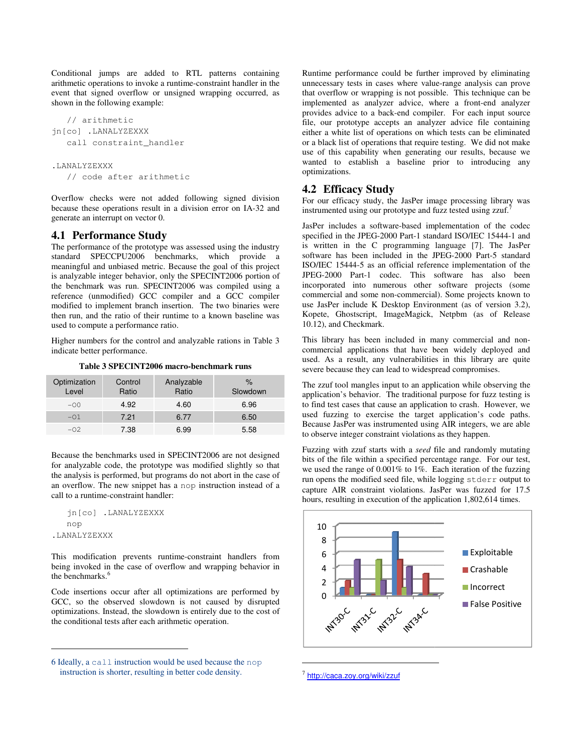Conditional jumps are added to RTL patterns containing arithmetic operations to invoke a runtime-constraint handler in the event that signed overflow or unsigned wrapping occurred, as shown in the following example:

```
   // arithmetic
jn[co] .LANALYZEXXX
   call constraint_handler

.LANALYZEXXX
   // code after arithmetic
```

Overflow checks were not added following signed division because these operations result in a division error on IA-32 and generate an interrupt on vector 0.

## 4.1 Performance Study

The performance of the prototype was assessed using the industry standard SPECCPU2006 benchmarks, which provide a meaningful and unbiased metric. Because the goal of this project is analyzable integer behavior, only the SPECINT2006 portion of the benchmark was run. SPECINT2006 was compiled using a reference (unmodified) GCC compiler and a GCC compiler modified to implement branch insertion. The two binaries were then run, and the ratio of their runtime to a known baseline was used to compute a performance ratio.

Higher numbers for the control and analyzable rations in Table 3 indicate better performance.

**Table 3 SPECINT2006 macro-benchmark runs**

| Optimization Level | Control Ratio | Analyzable Ratio | % Slowdown |
|---|---|---|---|
| -O0 | 4.92 | 4.60 | 6.96 |
| -O1 | 7.21 | 6.77 | 6.50 |
| -O2 | 7.38 | 6.99 | 5.58 |

Because the benchmarks used in SPECINT2006 are not designed for analyzable code, the prototype was modified slightly so that the analysis is performed, but programs do not abort in the case of an overflow. The new snippet has a `nop` instruction instead of a call to a runtime-constraint handler:

```
   jn[co] .LANALYZEXXX
   nop
.LANALYZEXXX
```

This modification prevents runtime-constraint handlers from being invoked in the case of overflow and wrapping behavior in the benchmarks.[6]

Code insertions occur after all optimizations are performed by GCC, so the observed slowdown is not caused by disrupted optimizations. Instead, the slowdown is entirely due to the cost of the conditional tests after each arithmetic operation.

Runtime performance could be further improved by eliminating unnecessary tests in cases where value-range analysis can prove that overflow or wrapping is not possible. This technique can be implemented as analyzer advice, where a front-end analyzer provides advice to a back-end compiler. For each input source file, our prototype accepts an analyzer advice file containing either a white list of operations on which tests can be eliminated or a black list of operations that require testing. We did not make use of this capability when generating our results, because we wanted to establish a baseline prior to introducing any optimizations.

## 4.2 Efficacy Study

For our efficacy study, the JasPer image processing library was instrumented using our prototype and fuzz tested using zzuf.[7]

JasPer includes a software-based implementation of the codec specified in the JPEG-2000 Part-1 standard ISO/IEC 15444-1 and is written in the C programming language [7]. The JasPer software has been included in the JPEG-2000 Part-5 standard ISO/IEC 15444-5 as an official reference implementation of the JPEG-2000 Part-1 codec. This software has also been incorporated into numerous other software projects (some commercial and some non-commercial). Some projects known to use JasPer include K Desktop Environment (as of version 3.2), Kopete, Ghostscript, ImageMagick, Netpbm (as of Release 10.12), and Checkmark.

This library has been included in many commercial and non-commercial applications that have been widely deployed and used. As a result, any vulnerabilities in this library are quite severe because they can lead to widespread compromises.

The zzuf tool mangles input to an application while observing the application's behavior. The traditional purpose for fuzz testing is to find test cases that cause an application to crash. However, we used fuzzing to exercise the target application's code paths. Because JasPer was instrumented using AIR integers, we are able to observe integer constraint violations as they happen.

Fuzzing with zzuf starts with a *seed* file and randomly mutating bits of the file within a specified percentage range. For our test, we used the range of 0.001% to 1%. Each iteration of the fuzzing run opens the modified seed file, while logging `stderr` output to capture AIR constraint violations. JasPer was fuzzed for 17.5 hours, resulting in execution of the application 1,802,614 times.

---

6 Ideally, a `call` instruction would be used because the `nop` instruction is shorter, resulting in better code density.

7 http://caca.zoy.org/wiki/zzuf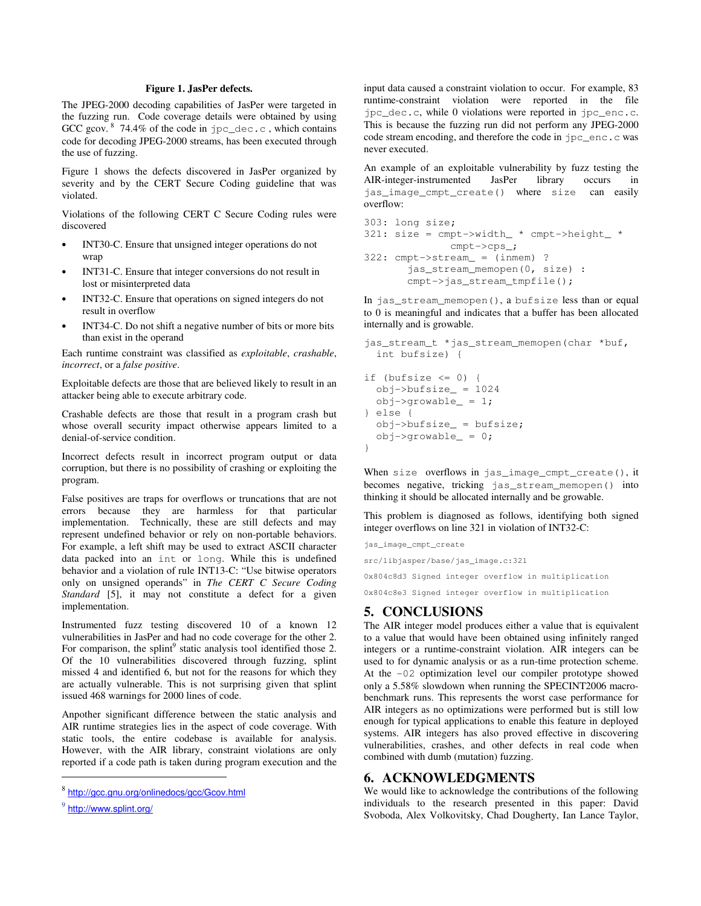**Figure 1. JasPer defects.**

The JPEG-2000 decoding capabilities of JasPer were targeted in the fuzzing run. Code coverage details were obtained by using GCC gcov.[8] 74.4% of the code in `jpc_dec.c`, which contains code for decoding JPEG-2000 streams, has been executed through the use of fuzzing.

Figure 1 shows the defects discovered in JasPer organized by severity and by the CERT Secure Coding guideline that was violated.

Violations of the following CERT C Secure Coding rules were discovered

- INT30-C. Ensure that unsigned integer operations do not wrap
- INT31-C. Ensure that integer conversions do not result in lost or misinterpreted data
- INT32-C. Ensure that operations on signed integers do not result in overflow
- INT34-C. Do not shift a negative number of bits or more bits than exist in the operand

Each runtime constraint was classified as *exploitable*, *crashable*, *incorrect*, or a *false positive*.

Exploitable defects are those that are believed likely to result in an attacker being able to execute arbitrary code.

Crashable defects are those that result in a program crash but whose overall security impact otherwise appears limited to a denial-of-service condition.

Incorrect defects result in incorrect program output or data corruption, but there is no possibility of crashing or exploiting the program.

False positives are traps for overflows or truncations that are not errors because they are harmless for that particular implementation. Technically, these are still defects and may represent undefined behavior or rely on non-portable behaviors. For example, a left shift may be used to extract ASCII character data packed into an `int` or `long`. While this is undefined behavior and a violation of rule INT13-C: "Use bitwise operators only on unsigned operands" in *The CERT C Secure Coding Standard* [5], it may not constitute a defect for a given implementation.

Instrumented fuzz testing discovered 10 of a known 12 vulnerabilities in JasPer and had no code coverage for the other 2. For comparison, the splint[9] static analysis tool identified those 2. Of the 10 vulnerabilities discovered through fuzzing, splint missed 4 and identified 6, but not for the reasons for which they are actually vulnerable. This is not surprising given that splint issued 468 warnings for 2000 lines of code.

Anpother significant difference between the static analysis and AIR runtime strategies lies in the aspect of code coverage. With static tools, the entire codebase is available for analysis. However, with the AIR library, constraint violations are only reported if a code path is taken during program execution and the input data caused a constraint violation to occur. For example, 83 runtime-constraint violation were reported in the file `jpc_dec.c`, while 0 violations were reported in `jpc_enc.c`. This is because the fuzzing run did not perform any JPEG-2000 code stream encoding, and therefore the code in `jpc_enc.c` was never executed.

An example of an exploitable vulnerability by fuzz testing the AIR-integer-instrumented JasPer library occurs in `jas_image_cmpt_create()` where `size` can easily overflow:

```
303: long size;
321: size = cmpt->width_ * cmpt->height_ *
            cmpt->cps_;
322: cmpt->stream_ = (inmem) ?
       jas_stream_memopen(0, size) :
       cmpt->jas_stream_tmpfile();
```

In `jas_stream_memopen()`, a `bufsize` less than or equal to 0 is meaningful and indicates that a buffer has been allocated internally and is growable.

```
jas_stream_t *jas_stream_memopen(char *buf,
  int bufsize) {

if (bufsize <= 0) {
  obj->bufsize_ = 1024
  obj->growable_ = 1;
} else {
  obj->bufsize_ = bufsize;
  obj->growable_ = 0;
}
```

When `size` overflows in `jas_image_cmpt_create()`, it becomes negative, tricking `jas_stream_memopen()` into thinking it should be allocated internally and be growable.

This problem is diagnosed as follows, identifying both signed integer overflows on line 321 in violation of INT32-C:

```
jas_image_cmpt_create

src/libjasper/base/jas_image.c:321

0x804c8d3 Signed integer overflow in multiplication

0x804c8e3 Signed integer overflow in multiplication
```

## 5. CONCLUSIONS

The AIR integer model produces either a value that is equivalent to a value that would have been obtained using infinitely ranged integers or a runtime-constraint violation. AIR integers can be used to for dynamic analysis or as a run-time protection scheme. At the `-O2` optimization level our compiler prototype showed only a 5.58% slowdown when running the SPECINT2006 macro-benchmark runs. This represents the worst case performance for AIR integers as no optimizations were performed but is still low enough for typical applications to enable this feature in deployed systems. AIR integers has also proved effective in discovering vulnerabilities, crashes, and other defects in real code when combined with dumb (mutation) fuzzing.

## 6. ACKNOWLEDGMENTS

We would like to acknowledge the contributions of the following individuals to the research presented in this paper: David Svoboda, Alex Volkovitsky, Chad Dougherty, Ian Lance Taylor,

---

[8] http://gcc.gnu.org/onlinedocs/gcc/Gcov.html

[9] http://www.splint.org/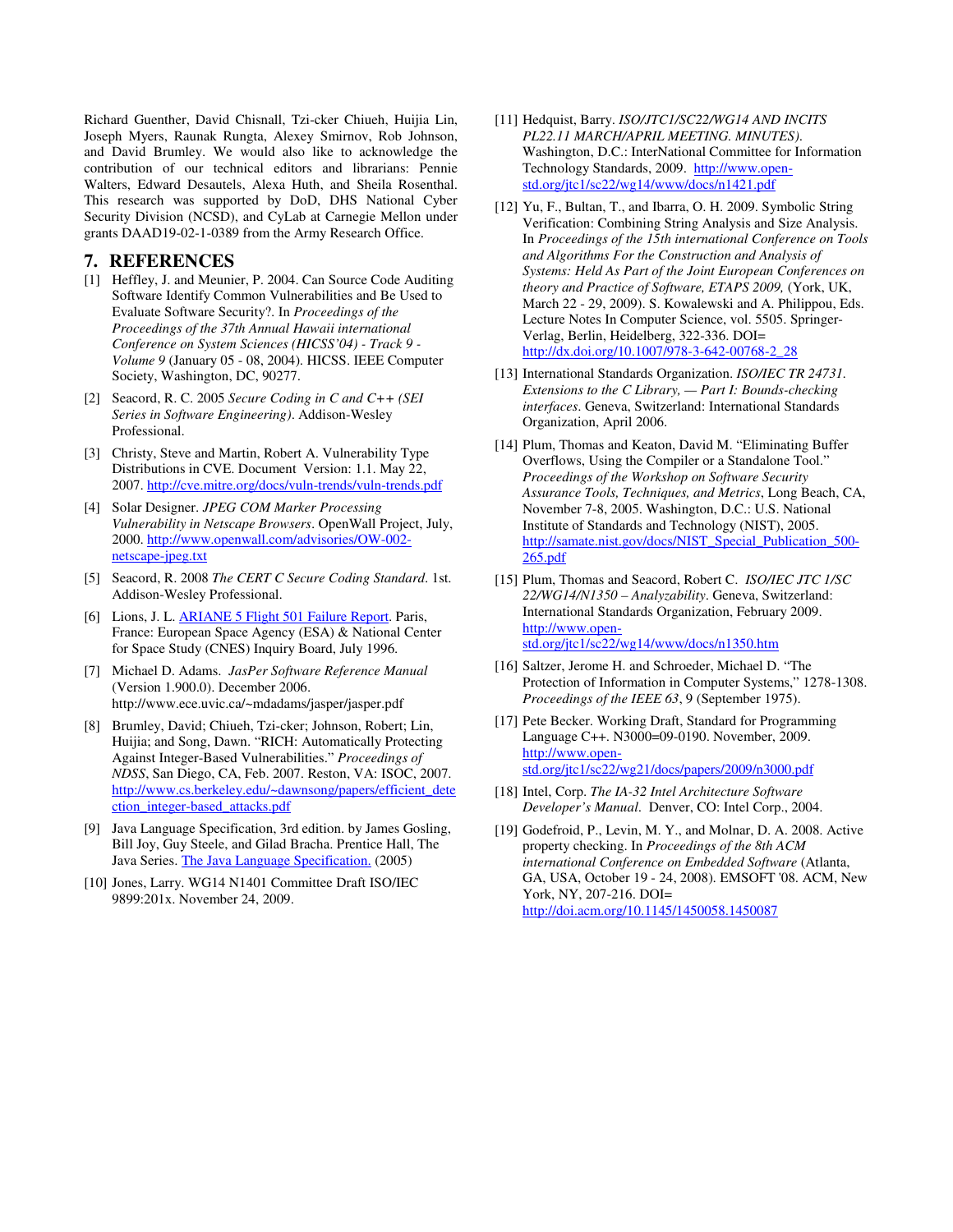Richard Guenther, David Chisnall, Tzi-cker Chiueh, Huijia Lin, Joseph Myers, Raunak Rungta, Alexey Smirnov, Rob Johnson, and David Brumley. We would also like to acknowledge the contribution of our technical editors and librarians: Pennie Walters, Edward Desautels, Alexa Huth, and Sheila Rosenthal. This research was supported by DoD, DHS National Cyber Security Division (NCSD), and CyLab at Carnegie Mellon under grants DAAD19-02-1-0389 from the Army Research Office.

## 7. REFERENCES

[1] Heffley, J. and Meunier, P. 2004. Can Source Code Auditing Software Identify Common Vulnerabilities and Be Used to Evaluate Software Security?. In *Proceedings of the Proceedings of the 37th Annual Hawaii international Conference on System Sciences (HICSS'04) - Track 9 - Volume 9* (January 05 - 08, 2004). HICSS. IEEE Computer Society, Washington, DC, 90277.

[2] Seacord, R. C. 2005 *Secure Coding in C and C++ (SEI Series in Software Engineering)*. Addison-Wesley Professional.

[3] Christy, Steve and Martin, Robert A. Vulnerability Type Distributions in CVE. Document Version: 1.1. May 22, 2007. http://cve.mitre.org/docs/vuln-trends/vuln-trends.pdf

[4] Solar Designer. *JPEG COM Marker Processing Vulnerability in Netscape Browsers*. OpenWall Project, July, 2000. http://www.openwall.com/advisories/OW-002-netscape-jpeg.txt

[5] Seacord, R. 2008 *The CERT C Secure Coding Standard*. 1st. Addison-Wesley Professional.

[6] Lions, J. L. ARIANE 5 Flight 501 Failure Report. Paris, France: European Space Agency (ESA) & National Center for Space Study (CNES) Inquiry Board, July 1996.

[7] Michael D. Adams. *JasPer Software Reference Manual* (Version 1.900.0). December 2006. http://www.ece.uvic.ca/~mdadams/jasper/jasper.pdf

[8] Brumley, David; Chiueh, Tzi-cker; Johnson, Robert; Lin, Huijia; and Song, Dawn. "RICH: Automatically Protecting Against Integer-Based Vulnerabilities." *Proceedings of NDSS*, San Diego, CA, Feb. 2007. Reston, VA: ISOC, 2007. http://www.cs.berkeley.edu/~dawnsong/papers/efficient_detection_integer-based_attacks.pdf

[9] Java Language Specification, 3rd edition. by James Gosling, Bill Joy, Guy Steele, and Gilad Bracha. Prentice Hall, The Java Series. The Java Language Specification. (2005)

[10] Jones, Larry. WG14 N1401 Committee Draft ISO/IEC 9899:201x. November 24, 2009.

[11] Hedquist, Barry. *ISO/JTC1/SC22/WG14 AND INCITS PL22.11 MARCH/APRIL MEETING. MINUTES)*. Washington, D.C.: InterNational Committee for Information Technology Standards, 2009. http://www.open-std.org/jtc1/sc22/wg14/www/docs/n1421.pdf

[12] Yu, F., Bultan, T., and Ibarra, O. H. 2009. Symbolic String Verification: Combining String Analysis and Size Analysis. In *Proceedings of the 15th international Conference on Tools and Algorithms For the Construction and Analysis of Systems: Held As Part of the Joint European Conferences on theory and Practice of Software, ETAPS 2009,* (York, UK, March 22 - 29, 2009). S. Kowalewski and A. Philippou, Eds. Lecture Notes In Computer Science, vol. 5505. Springer-Verlag, Berlin, Heidelberg, 322-336. DOI= http://dx.doi.org/10.1007/978-3-642-00768-2_28

[13] International Standards Organization. *ISO/IEC TR 24731. Extensions to the C Library, — Part I: Bounds-checking interfaces*. Geneva, Switzerland: International Standards Organization, April 2006.

[14] Plum, Thomas and Keaton, David M. "Eliminating Buffer Overflows, Using the Compiler or a Standalone Tool." *Proceedings of the Workshop on Software Security Assurance Tools, Techniques, and Metrics*, Long Beach, CA, November 7-8, 2005. Washington, D.C.: U.S. National Institute of Standards and Technology (NIST), 2005. http://samate.nist.gov/docs/NIST_Special_Publication_500-265.pdf

[15] Plum, Thomas and Seacord, Robert C. *ISO/IEC JTC 1/SC 22/WG14/N1350 – Analyzability*. Geneva, Switzerland: International Standards Organization, February 2009. http://www.open-std.org/jtc1/sc22/wg14/www/docs/n1350.htm

[16] Saltzer, Jerome H. and Schroeder, Michael D. "The Protection of Information in Computer Systems," 1278-1308. *Proceedings of the IEEE 63*, 9 (September 1975).

[17] Pete Becker. Working Draft, Standard for Programming Language C++. N3000=09-0190. November, 2009. http://www.open-std.org/jtc1/sc22/wg21/docs/papers/2009/n3000.pdf

[18] Intel, Corp. *The IA-32 Intel Architecture Software Developer's Manual*. Denver, CO: Intel Corp., 2004.

[19] Godefroid, P., Levin, M. Y., and Molnar, D. A. 2008. Active property checking. In *Proceedings of the 8th ACM international Conference on Embedded Software* (Atlanta, GA, USA, October 19 - 24, 2008). EMSOFT '08. ACM, New York, NY, 207-216. DOI= http://doi.acm.org/10.1145/1450058.1450087